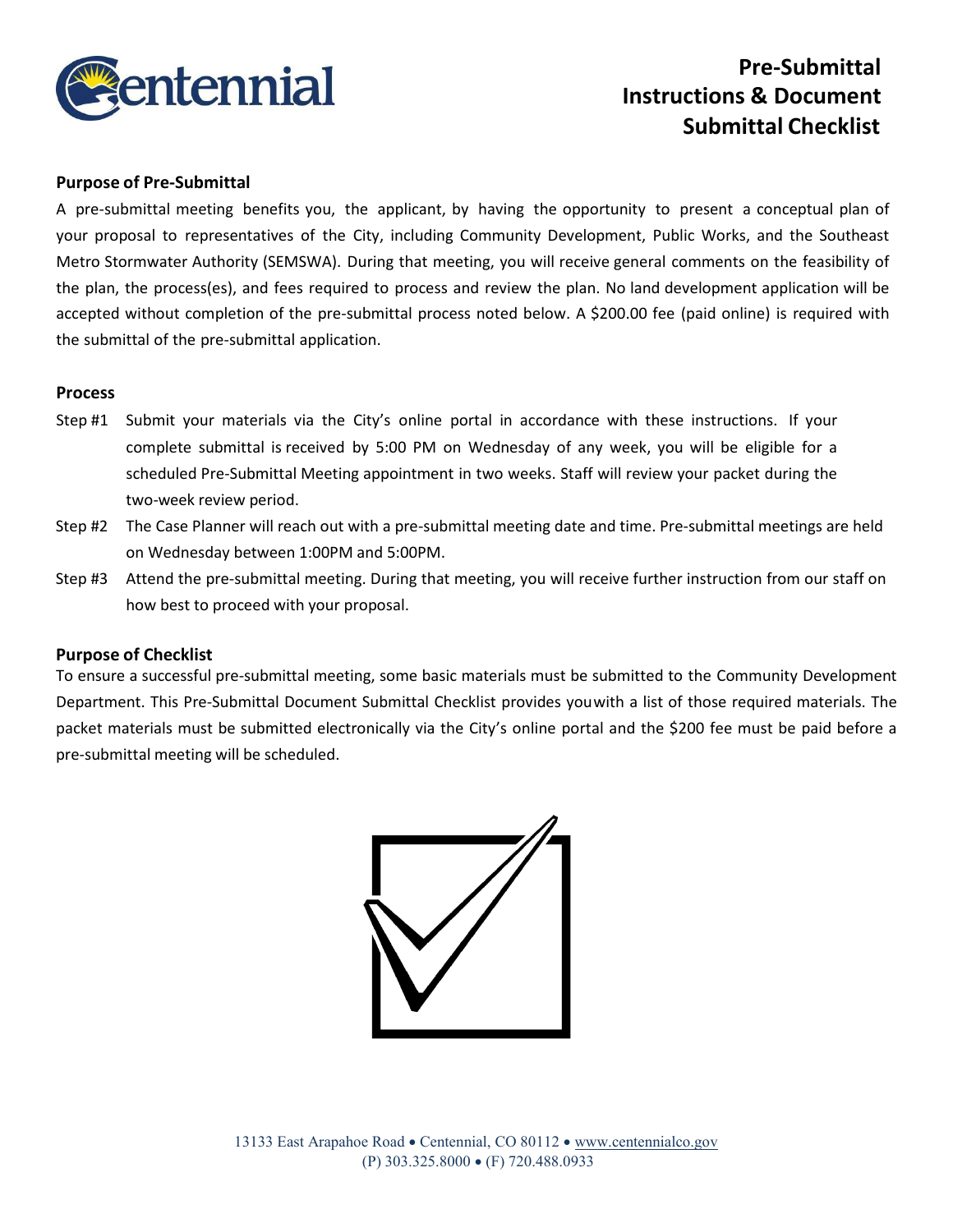# Pre-Submittal Instructions & Document Submittal Checklist

## Purpose of Pre-Submittal

A pre-submittal meeting benefits you, the applicant, by having the opportunity to present a conceptual plan of your proposal to representatives of the City, including Community Development, Public Works, and the Southeast Metro Stormwater Authority (SEMSWA). During that meeting, you will receive general comments on the feasibility of the plan, the process(es), and fees required to process and review the plan. No land development application will be accepted without completion of the pre-submittal process noted below. A $200.00 fee (paid online) is required with the submittal of the pre-submittal application.

## Process

- Step #1 Submit your materials via the City's online portal in accordance with these instructions. If your complete submittal is received by 5:00 PM on Wednesday of any week, you will be eligible for a scheduled Pre-Submittal Meeting appointment in two weeks. Staff will review your packet during the two-week review period.
- Step #2 The Case Planner will reach out with a pre-submittal meeting date and time. Pre-submittal meetings are held on Wednesday between 1:00PM and 5:00PM.
- Step #3 Attend the pre-submittal meeting. During that meeting, you will receive further instruction from our staff on how best to proceed with your proposal.

## Purpose of Checklist

To ensure a successful pre-submittal meeting, some basic materials must be submitted to the Community Development Department. This Pre-Submittal Document Submittal Checklist provides you with a list of those required materials. The packet materials must be submitted electronically via the City's online portal and the $200 fee must be paid before a pre-submittal meeting will be scheduled.

13133 East Arapahoe Road • Centennial, CO 80112 • www.centennialco.gov
(P) 303.325.8000 • (F) 720.488.0933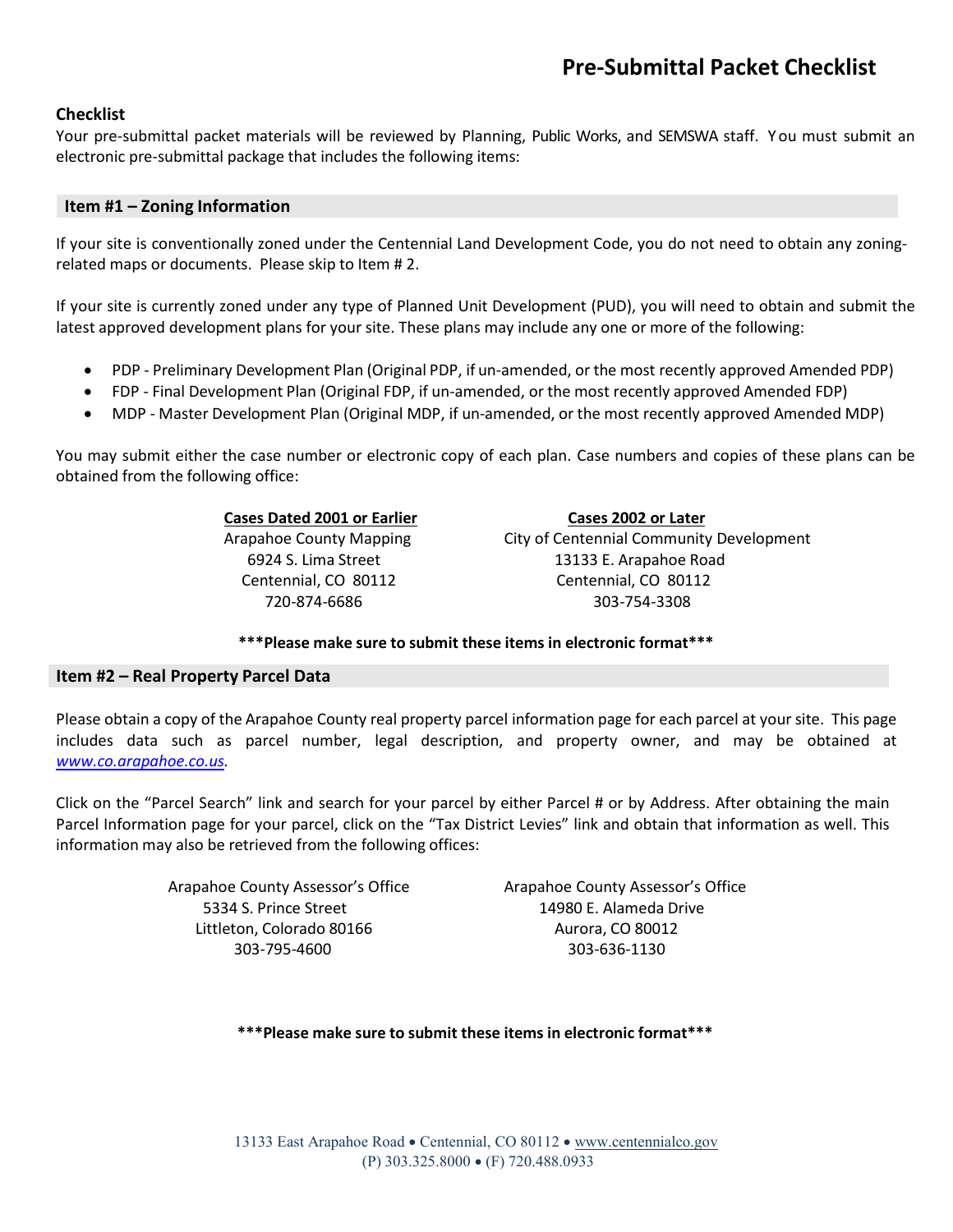# Pre-Submittal Packet Checklist

## Checklist

Your pre-submittal packet materials will be reviewed by Planning, Public Works, and SEMSWA staff. You must submit an electronic pre-submittal package that includes the following items:

### Item #1 – Zoning Information

If your site is conventionally zoned under the Centennial Land Development Code, you do not need to obtain any zoning-related maps or documents. Please skip to Item # 2.

If your site is currently zoned under any type of Planned Unit Development (PUD), you will need to obtain and submit the latest approved development plans for your site. These plans may include any one or more of the following:

- PDP - Preliminary Development Plan (Original PDP, if un-amended, or the most recently approved Amended PDP)
- FDP - Final Development Plan (Original FDP, if un-amended, or the most recently approved Amended FDP)
- MDP - Master Development Plan (Original MDP, if un-amended, or the most recently approved Amended MDP)

You may submit either the case number or electronic copy of each plan. Case numbers and copies of these plans can be obtained from the following office:

**Cases Dated 2001 or Earlier**
Arapahoe County Mapping
6924 S. Lima Street
Centennial, CO 80112
720-874-6686

**Cases 2002 or Later**
City of Centennial Community Development
13133 E. Arapahoe Road
Centennial, CO 80112
303-754-3308

**\*\*\*Please make sure to submit these items in electronic format\*\*\***

### Item #2 – Real Property Parcel Data

Please obtain a copy of the Arapahoe County real property parcel information page for each parcel at your site. This page includes data such as parcel number, legal description, and property owner, and may be obtained at *www.co.arapahoe.co.us*.

Click on the "Parcel Search" link and search for your parcel by either Parcel # or by Address. After obtaining the main Parcel Information page for your parcel, click on the "Tax District Levies" link and obtain that information as well. This information may also be retrieved from the following offices:

Arapahoe County Assessor's Office
5334 S. Prince Street
Littleton, Colorado 80166
303-795-4600

Arapahoe County Assessor's Office
14980 E. Alameda Drive
Aurora, CO 80012
303-636-1130

**\*\*\*Please make sure to submit these items in electronic format\*\*\***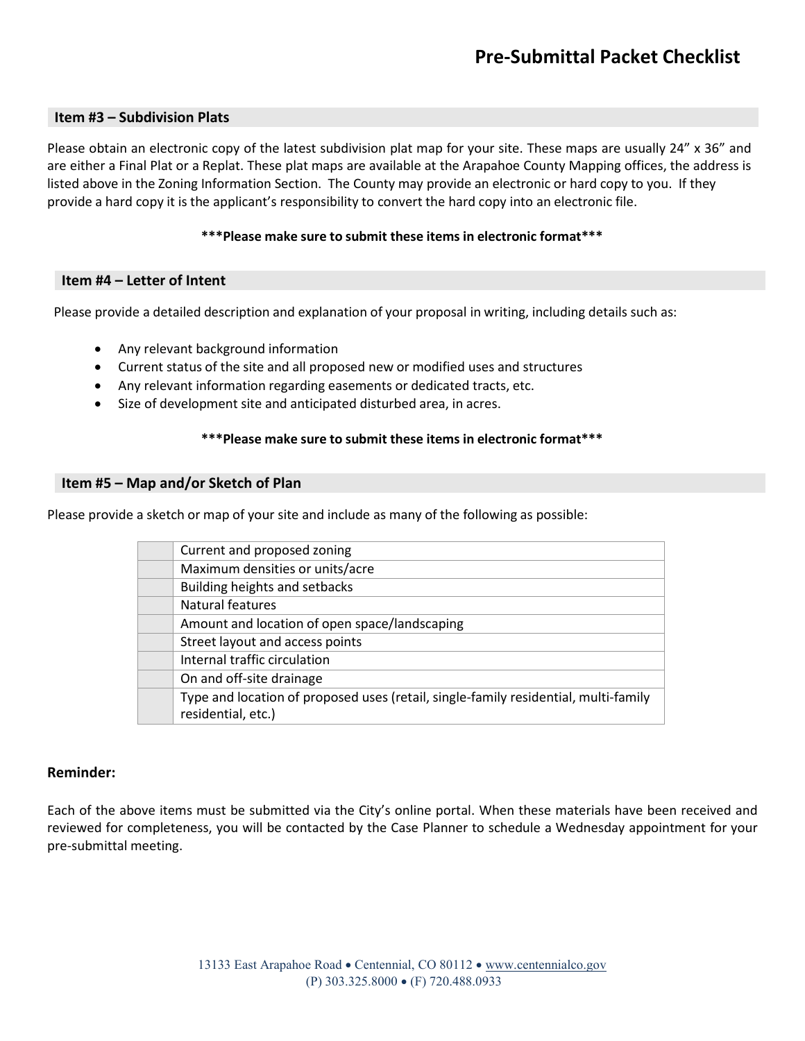# Pre-Submittal Packet Checklist

## Item #3 – Subdivision Plats

Please obtain an electronic copy of the latest subdivision plat map for your site. These maps are usually 24" x 36" and are either a Final Plat or a Replat. These plat maps are available at the Arapahoe County Mapping offices, the address is listed above in the Zoning Information Section. The County may provide an electronic or hard copy to you. If they provide a hard copy it is the applicant's responsibility to convert the hard copy into an electronic file.

**\*\*\*Please make sure to submit these items in electronic format\*\*\***

## Item #4 – Letter of Intent

Please provide a detailed description and explanation of your proposal in writing, including details such as:

- Any relevant background information
- Current status of the site and all proposed new or modified uses and structures
- Any relevant information regarding easements or dedicated tracts, etc.
- Size of development site and anticipated disturbed area, in acres.

**\*\*\*Please make sure to submit these items in electronic format\*\*\***

## Item #5 – Map and/or Sketch of Plan

Please provide a sketch or map of your site and include as many of the following as possible:

| | |
|---|---|
| | Current and proposed zoning |
| | Maximum densities or units/acre |
| | Building heights and setbacks |
| | Natural features |
| | Amount and location of open space/landscaping |
| | Street layout and access points |
| | Internal traffic circulation |
| | On and off-site drainage |
| | Type and location of proposed uses (retail, single-family residential, multi-family residential, etc.) |

**Reminder:**

Each of the above items must be submitted via the City's online portal. When these materials have been received and reviewed for completeness, you will be contacted by the Case Planner to schedule a Wednesday appointment for your pre-submittal meeting.

13133 East Arapahoe Road • Centennial, CO 80112 • www.centennialco.gov
(P) 303.325.8000 • (F) 720.488.0933